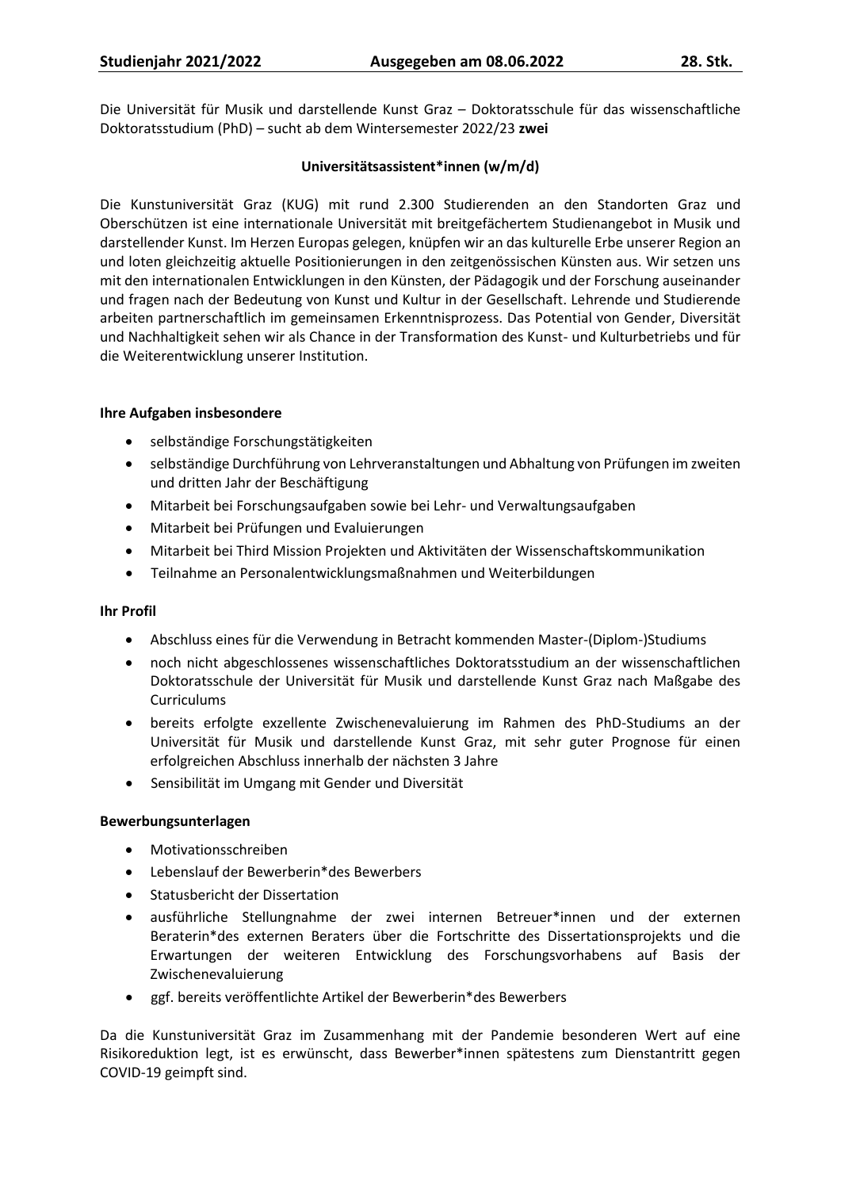Die Universität für Musik und darstellende Kunst Graz – Doktoratsschule für das wissenschaftliche Doktoratsstudium (PhD) – sucht ab dem Wintersemester 2022/23 **zwei**

**Universitätsassistent*innen (w/m/d)**

Die Kunstuniversität Graz (KUG) mit rund 2.300 Studierenden an den Standorten Graz und Oberschützen ist eine internationale Universität mit breitgefächertem Studienangebot in Musik und darstellender Kunst. Im Herzen Europas gelegen, knüpfen wir an das kulturelle Erbe unserer Region an und loten gleichzeitig aktuelle Positionierungen in den zeitgenössischen Künsten aus. Wir setzen uns mit den internationalen Entwicklungen in den Künsten, der Pädagogik und der Forschung auseinander und fragen nach der Bedeutung von Kunst und Kultur in der Gesellschaft. Lehrende und Studierende arbeiten partnerschaftlich im gemeinsamen Erkenntnisprozess. Das Potential von Gender, Diversität und Nachhaltigkeit sehen wir als Chance in der Transformation des Kunst- und Kulturbetriebs und für die Weiterentwicklung unserer Institution.

**Ihre Aufgaben insbesondere**

- selbständige Forschungstätigkeiten
- selbständige Durchführung von Lehrveranstaltungen und Abhaltung von Prüfungen im zweiten und dritten Jahr der Beschäftigung
- Mitarbeit bei Forschungsaufgaben sowie bei Lehr- und Verwaltungsaufgaben
- Mitarbeit bei Prüfungen und Evaluierungen
- Mitarbeit bei Third Mission Projekten und Aktivitäten der Wissenschaftskommunikation
- Teilnahme an Personalentwicklungsmaßnahmen und Weiterbildungen

**Ihr Profil**

- Abschluss eines für die Verwendung in Betracht kommenden Master-(Diplom-)Studiums
- noch nicht abgeschlossenes wissenschaftliches Doktoratsstudium an der wissenschaftlichen Doktoratsschule der Universität für Musik und darstellende Kunst Graz nach Maßgabe des Curriculums
- bereits erfolgte exzellente Zwischenevaluierung im Rahmen des PhD-Studiums an der Universität für Musik und darstellende Kunst Graz, mit sehr guter Prognose für einen erfolgreichen Abschluss innerhalb der nächsten 3 Jahre
- Sensibilität im Umgang mit Gender und Diversität

**Bewerbungsunterlagen**

- Motivationsschreiben
- Lebenslauf der Bewerberin*des Bewerbers
- Statusbericht der Dissertation
- ausführliche Stellungnahme der zwei internen Betreuer*innen und der externen Beraterin*des externen Beraters über die Fortschritte des Dissertationsprojekts und die Erwartungen der weiteren Entwicklung des Forschungsvorhabens auf Basis der Zwischenevaluierung
- ggf. bereits veröffentlichte Artikel der Bewerberin*des Bewerbers

Da die Kunstuniversität Graz im Zusammenhang mit der Pandemie besonderen Wert auf eine Risikoreduktion legt, ist es erwünscht, dass Bewerber*innen spätestens zum Dienstantritt gegen COVID-19 geimpft sind.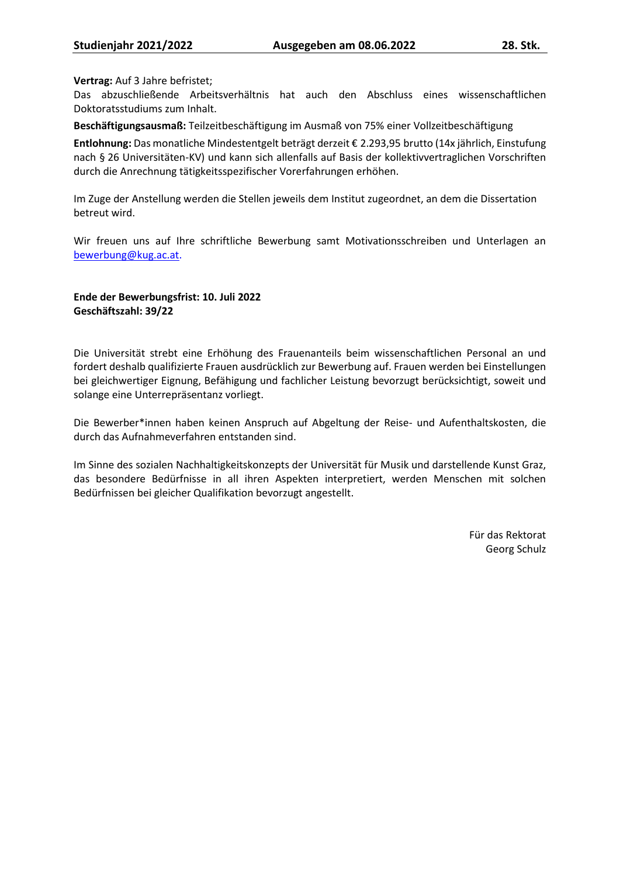**Vertrag:** Auf 3 Jahre befristet;
Das abzuschließende Arbeitsverhältnis hat auch den Abschluss eines wissenschaftlichen Doktoratsstudiums zum Inhalt.

**Beschäftigungsausmaß:** Teilzeitbeschäftigung im Ausmaß von 75% einer Vollzeitbeschäftigung

**Entlohnung:** Das monatliche Mindestentgelt beträgt derzeit € 2.293,95 brutto (14x jährlich, Einstufung nach § 26 Universitäten-KV) und kann sich allenfalls auf Basis der kollektivvertraglichen Vorschriften durch die Anrechnung tätigkeitsspezifischer Vorerfahrungen erhöhen.

Im Zuge der Anstellung werden die Stellen jeweils dem Institut zugeordnet, an dem die Dissertation betreut wird.

Wir freuen uns auf Ihre schriftliche Bewerbung samt Motivationsschreiben und Unterlagen an bewerbung@kug.ac.at.

**Ende der Bewerbungsfrist: 10. Juli 2022**
**Geschäftszahl: 39/22**

Die Universität strebt eine Erhöhung des Frauenanteils beim wissenschaftlichen Personal an und fordert deshalb qualifizierte Frauen ausdrücklich zur Bewerbung auf. Frauen werden bei Einstellungen bei gleichwertiger Eignung, Befähigung und fachlicher Leistung bevorzugt berücksichtigt, soweit und solange eine Unterrepräsentanz vorliegt.

Die Bewerber*innen haben keinen Anspruch auf Abgeltung der Reise- und Aufenthaltskosten, die durch das Aufnahmeverfahren entstanden sind.

Im Sinne des sozialen Nachhaltigkeitskonzepts der Universität für Musik und darstellende Kunst Graz, das besondere Bedürfnisse in all ihren Aspekten interpretiert, werden Menschen mit solchen Bedürfnissen bei gleicher Qualifikation bevorzugt angestellt.

Für das Rektorat
Georg Schulz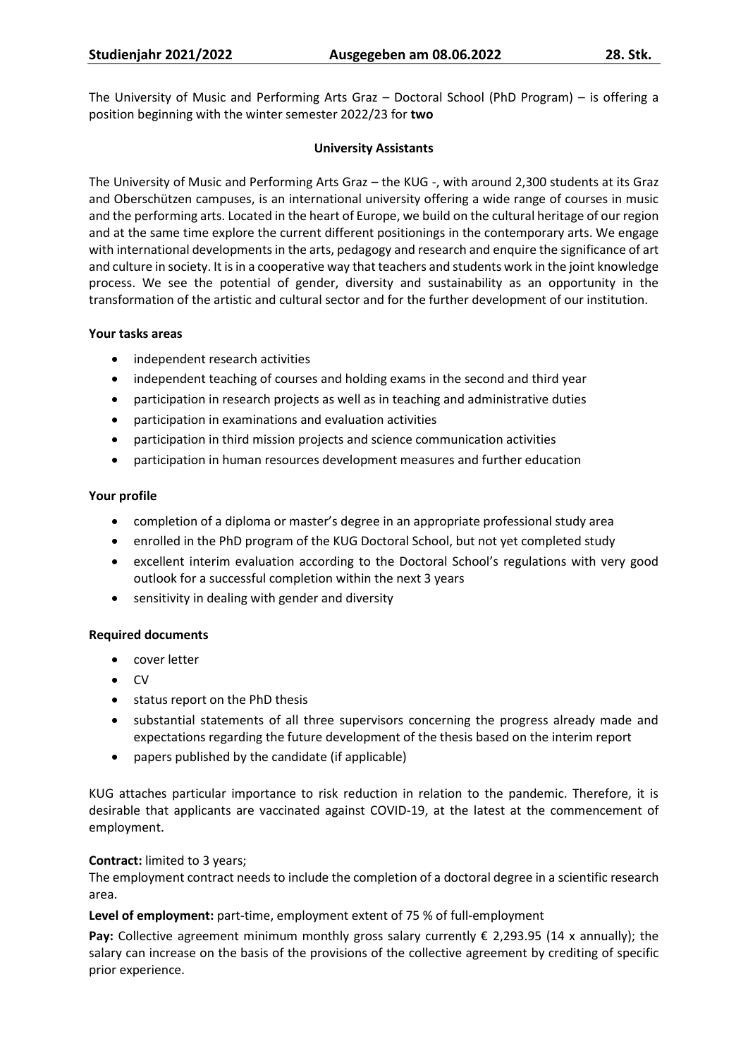The University of Music and Performing Arts Graz – Doctoral School (PhD Program) – is offering a position beginning with the winter semester 2022/23 for **two**

**University Assistants**

The University of Music and Performing Arts Graz – the KUG -, with around 2,300 students at its Graz and Oberschützen campuses, is an international university offering a wide range of courses in music and the performing arts. Located in the heart of Europe, we build on the cultural heritage of our region and at the same time explore the current different positionings in the contemporary arts. We engage with international developments in the arts, pedagogy and research and enquire the significance of art and culture in society. It is in a cooperative way that teachers and students work in the joint knowledge process. We see the potential of gender, diversity and sustainability as an opportunity in the transformation of the artistic and cultural sector and for the further development of our institution.

**Your tasks areas**

- independent research activities
- independent teaching of courses and holding exams in the second and third year
- participation in research projects as well as in teaching and administrative duties
- participation in examinations and evaluation activities
- participation in third mission projects and science communication activities
- participation in human resources development measures and further education

**Your profile**

- completion of a diploma or master's degree in an appropriate professional study area
- enrolled in the PhD program of the KUG Doctoral School, but not yet completed study
- excellent interim evaluation according to the Doctoral School's regulations with very good outlook for a successful completion within the next 3 years
- sensitivity in dealing with gender and diversity

**Required documents**

- cover letter
- CV
- status report on the PhD thesis
- substantial statements of all three supervisors concerning the progress already made and expectations regarding the future development of the thesis based on the interim report
- papers published by the candidate (if applicable)

KUG attaches particular importance to risk reduction in relation to the pandemic. Therefore, it is desirable that applicants are vaccinated against COVID-19, at the latest at the commencement of employment.

**Contract:** limited to 3 years;
The employment contract needs to include the completion of a doctoral degree in a scientific research area.

**Level of employment:** part-time, employment extent of 75 % of full-employment

**Pay:** Collective agreement minimum monthly gross salary currently € 2,293.95 (14 x annually); the salary can increase on the basis of the provisions of the collective agreement by crediting of specific prior experience.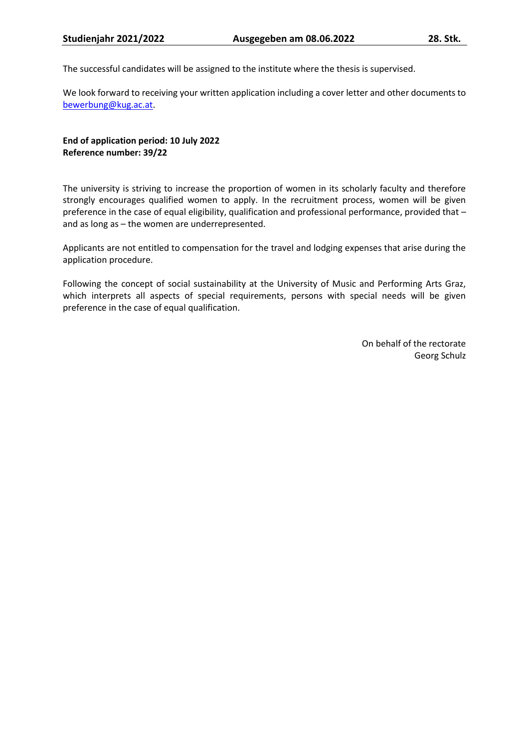The successful candidates will be assigned to the institute where the thesis is supervised.

We look forward to receiving your written application including a cover letter and other documents to bewerbung@kug.ac.at.

**End of application period: 10 July 2022**
**Reference number: 39/22**

The university is striving to increase the proportion of women in its scholarly faculty and therefore strongly encourages qualified women to apply. In the recruitment process, women will be given preference in the case of equal eligibility, qualification and professional performance, provided that – and as long as – the women are underrepresented.

Applicants are not entitled to compensation for the travel and lodging expenses that arise during the application procedure.

Following the concept of social sustainability at the University of Music and Performing Arts Graz, which interprets all aspects of special requirements, persons with special needs will be given preference in the case of equal qualification.

On behalf of the rectorate
Georg Schulz